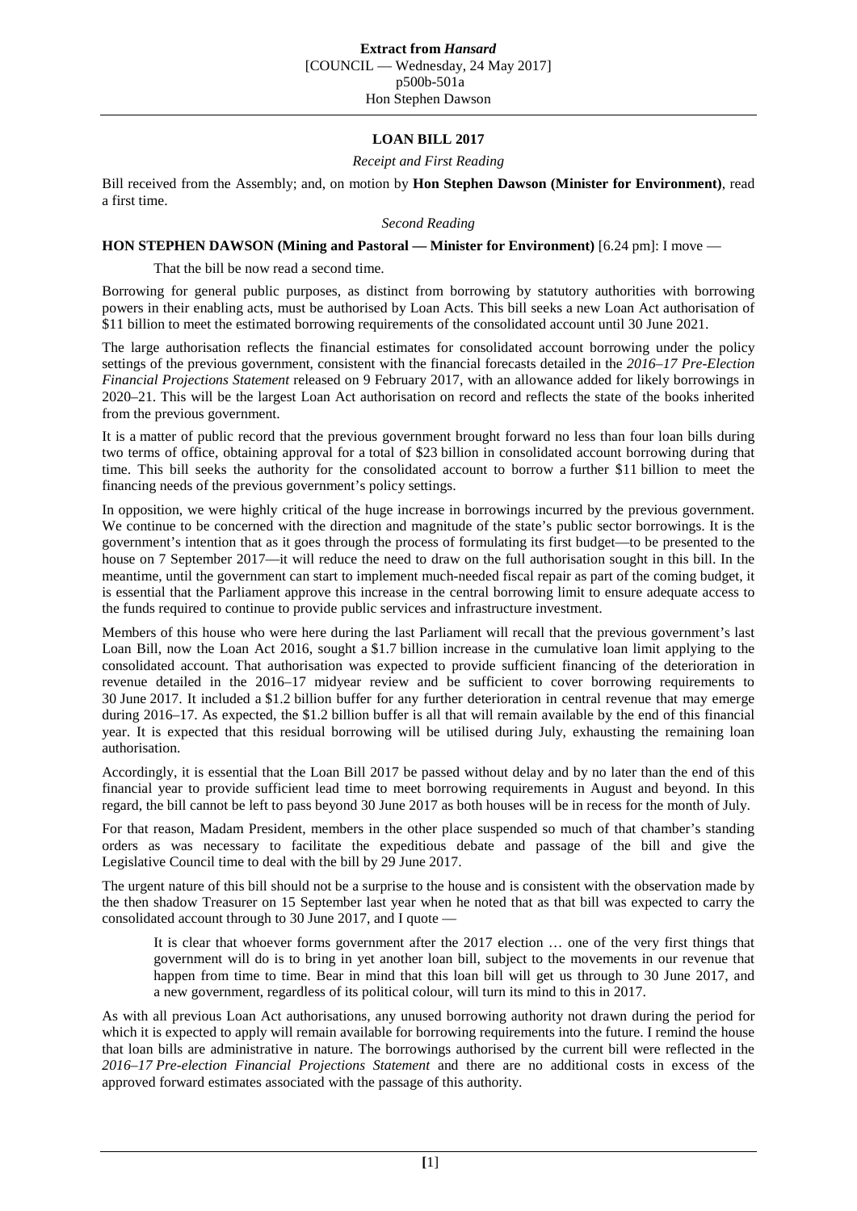**Extract from *Hansard***
[COUNCIL — Wednesday, 24 May 2017]
p500b-501a
Hon Stephen Dawson

## LOAN BILL 2017

*Receipt and First Reading*

Bill received from the Assembly; and, on motion by **Hon Stephen Dawson (Minister for Environment)**, read a first time.

*Second Reading*

**HON STEPHEN DAWSON (Mining and Pastoral — Minister for Environment)** [6.24 pm]: I move —

> That the bill be now read a second time.

Borrowing for general public purposes, as distinct from borrowing by statutory authorities with borrowing powers in their enabling acts, must be authorised by Loan Acts. This bill seeks a new Loan Act authorisation of $11 billion to meet the estimated borrowing requirements of the consolidated account until 30 June 2021.

The large authorisation reflects the financial estimates for consolidated account borrowing under the policy settings of the previous government, consistent with the financial forecasts detailed in the *2016–17 Pre-Election Financial Projections Statement* released on 9 February 2017, with an allowance added for likely borrowings in 2020–21. This will be the largest Loan Act authorisation on record and reflects the state of the books inherited from the previous government.

It is a matter of public record that the previous government brought forward no less than four loan bills during two terms of office, obtaining approval for a total of $23 billion in consolidated account borrowing during that time. This bill seeks the authority for the consolidated account to borrow a further $11 billion to meet the financing needs of the previous government's policy settings.

In opposition, we were highly critical of the huge increase in borrowings incurred by the previous government. We continue to be concerned with the direction and magnitude of the state's public sector borrowings. It is the government's intention that as it goes through the process of formulating its first budget—to be presented to the house on 7 September 2017—it will reduce the need to draw on the full authorisation sought in this bill. In the meantime, until the government can start to implement much-needed fiscal repair as part of the coming budget, it is essential that the Parliament approve this increase in the central borrowing limit to ensure adequate access to the funds required to continue to provide public services and infrastructure investment.

Members of this house who were here during the last Parliament will recall that the previous government's last Loan Bill, now the Loan Act 2016, sought a $1.7 billion increase in the cumulative loan limit applying to the consolidated account. That authorisation was expected to provide sufficient financing of the deterioration in revenue detailed in the 2016–17 midyear review and be sufficient to cover borrowing requirements to 30 June 2017. It included a $1.2 billion buffer for any further deterioration in central revenue that may emerge during 2016–17. As expected, the $1.2 billion buffer is all that will remain available by the end of this financial year. It is expected that this residual borrowing will be utilised during July, exhausting the remaining loan authorisation.

Accordingly, it is essential that the Loan Bill 2017 be passed without delay and by no later than the end of this financial year to provide sufficient lead time to meet borrowing requirements in August and beyond. In this regard, the bill cannot be left to pass beyond 30 June 2017 as both houses will be in recess for the month of July.

For that reason, Madam President, members in the other place suspended so much of that chamber's standing orders as was necessary to facilitate the expeditious debate and passage of the bill and give the Legislative Council time to deal with the bill by 29 June 2017.

The urgent nature of this bill should not be a surprise to the house and is consistent with the observation made by the then shadow Treasurer on 15 September last year when he noted that as that bill was expected to carry the consolidated account through to 30 June 2017, and I quote —

> It is clear that whoever forms government after the 2017 election … one of the very first things that government will do is to bring in yet another loan bill, subject to the movements in our revenue that happen from time to time. Bear in mind that this loan bill will get us through to 30 June 2017, and a new government, regardless of its political colour, will turn its mind to this in 2017.

As with all previous Loan Act authorisations, any unused borrowing authority not drawn during the period for which it is expected to apply will remain available for borrowing requirements into the future. I remind the house that loan bills are administrative in nature. The borrowings authorised by the current bill were reflected in the *2016–17 Pre-election Financial Projections Statement* and there are no additional costs in excess of the approved forward estimates associated with the passage of this authority.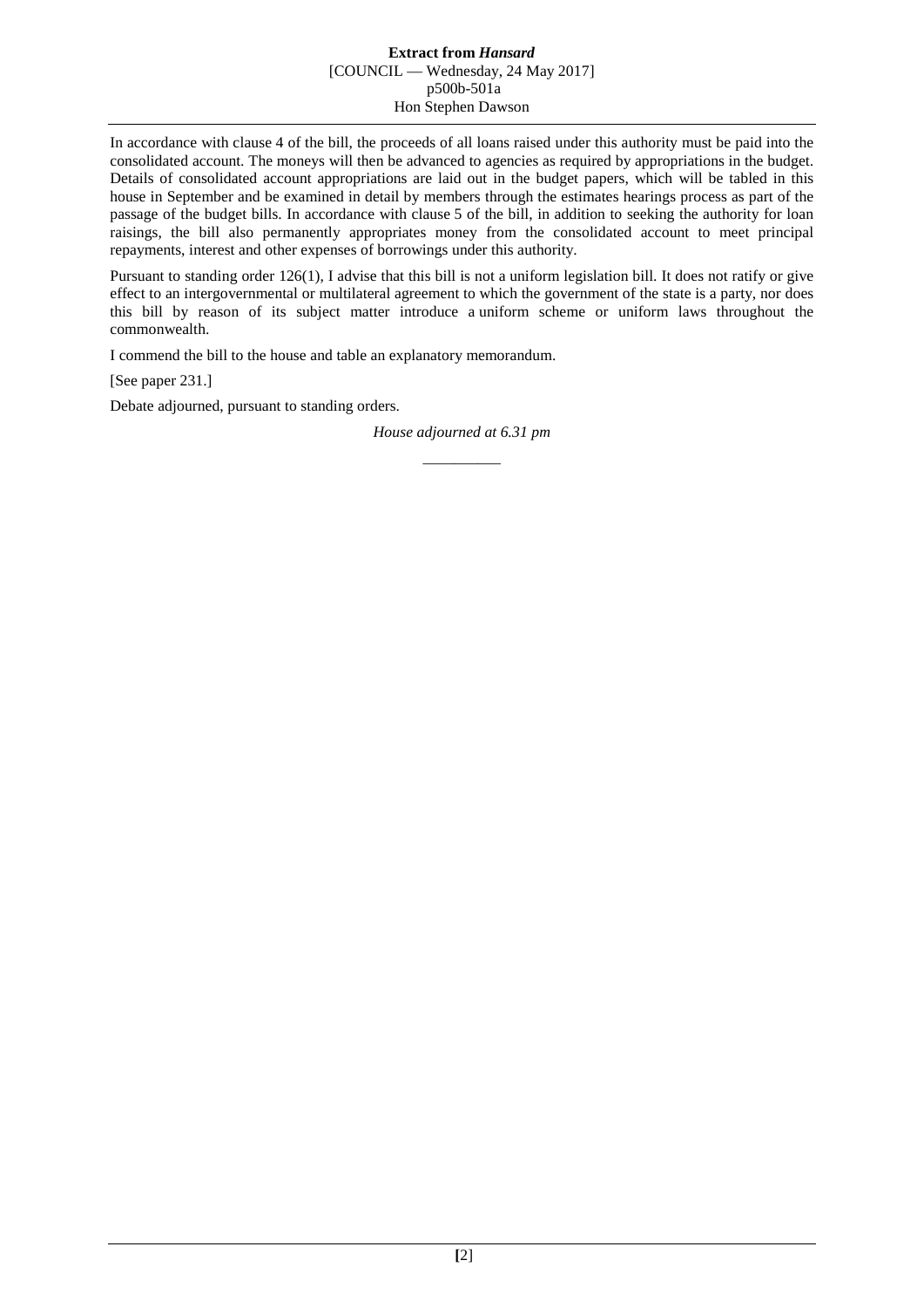In accordance with clause 4 of the bill, the proceeds of all loans raised under this authority must be paid into the consolidated account. The moneys will then be advanced to agencies as required by appropriations in the budget. Details of consolidated account appropriations are laid out in the budget papers, which will be tabled in this house in September and be examined in detail by members through the estimates hearings process as part of the passage of the budget bills. In accordance with clause 5 of the bill, in addition to seeking the authority for loan raisings, the bill also permanently appropriates money from the consolidated account to meet principal repayments, interest and other expenses of borrowings under this authority.

Pursuant to standing order 126(1), I advise that this bill is not a uniform legislation bill. It does not ratify or give effect to an intergovernmental or multilateral agreement to which the government of the state is a party, nor does this bill by reason of its subject matter introduce a uniform scheme or uniform laws throughout the commonwealth.

I commend the bill to the house and table an explanatory memorandum.

[See paper 231.]

Debate adjourned, pursuant to standing orders.

*House adjourned at 6.31 pm*